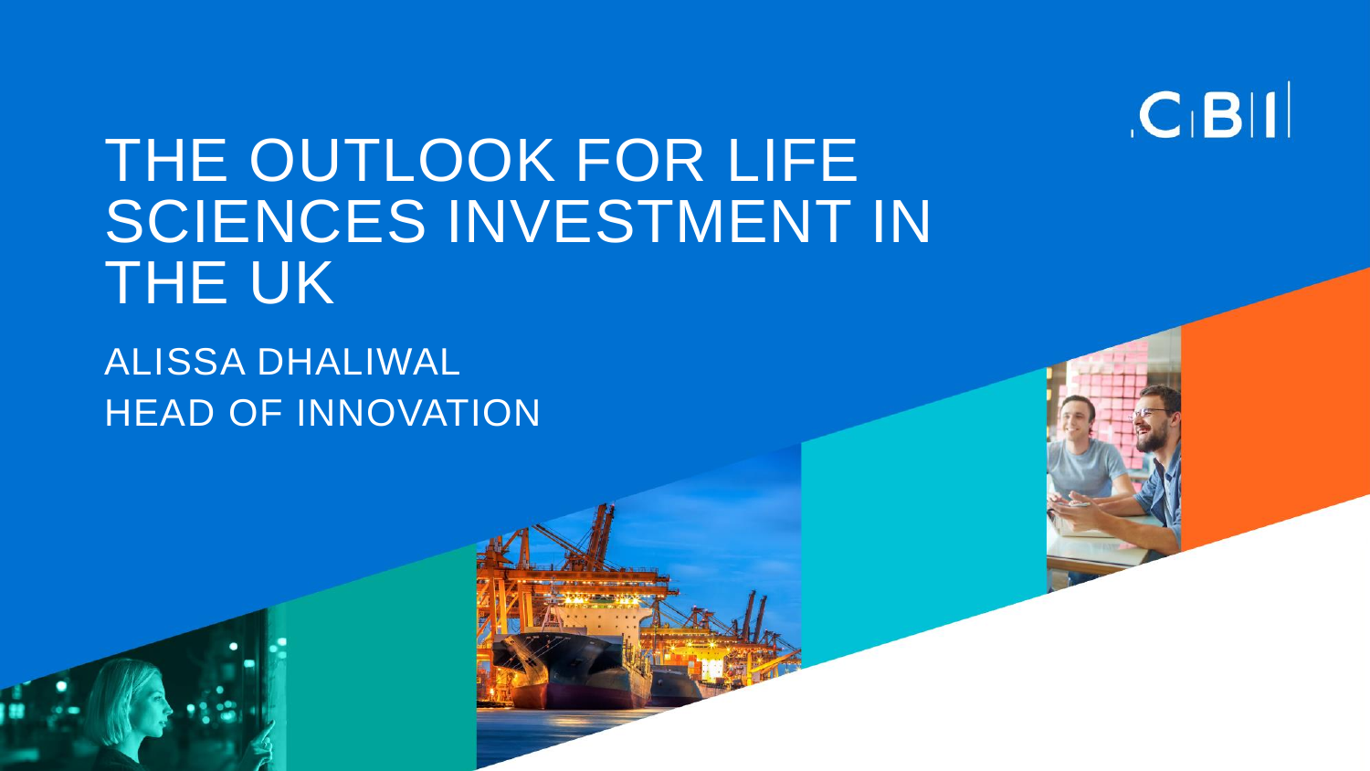CBI

# THE OUTLOOK FOR LIFE SCIENCES INVESTMENT IN THE UK

ALISSA DHALIWAL

HEAD OF INNOVATION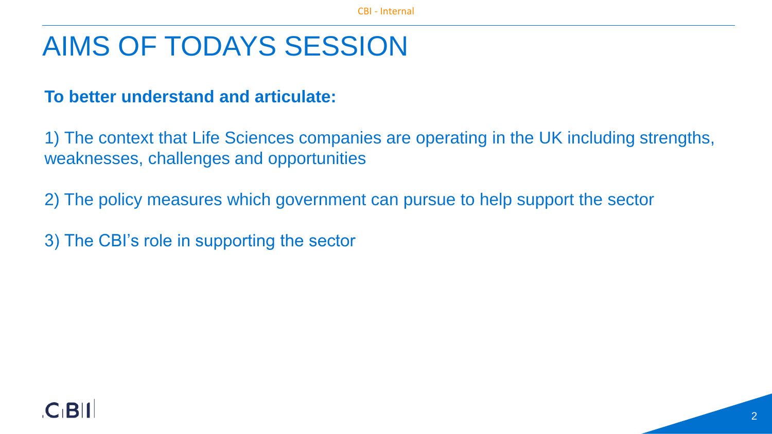# AIMS OF TODAYS SESSION

**To better understand and articulate:**

1) The context that Life Sciences companies are operating in the UK including strengths, weaknesses, challenges and opportunities

2) The policy measures which government can pursue to help support the sector

3) The CBI's role in supporting the sector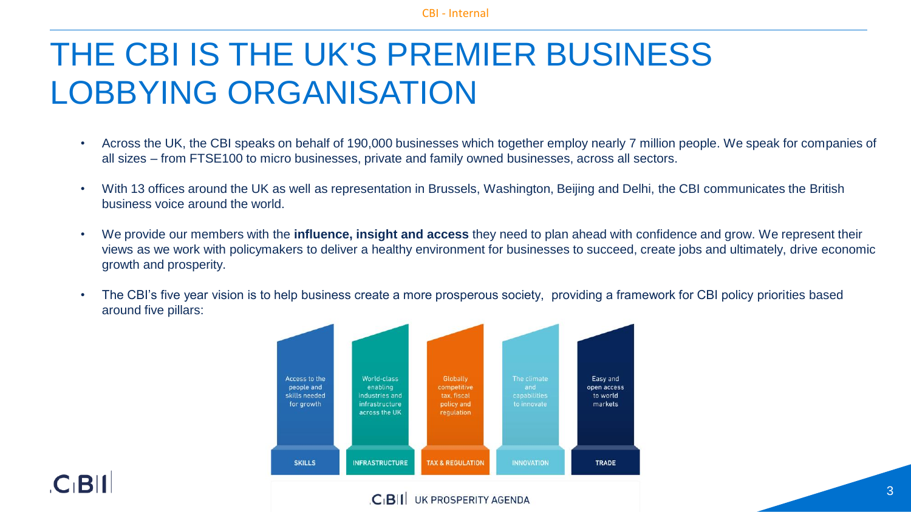# THE CBI IS THE UK'S PREMIER BUSINESS LOBBYING ORGANISATION

- Across the UK, the CBI speaks on behalf of 190,000 businesses which together employ nearly 7 million people. We speak for companies of all sizes – from FTSE100 to micro businesses, private and family owned businesses, across all sectors.
- With 13 offices around the UK as well as representation in Brussels, Washington, Beijing and Delhi, the CBI communicates the British business voice around the world.
- We provide our members with the **influence, insight and access** they need to plan ahead with confidence and grow. We represent their views as we work with policymakers to deliver a healthy environment for businesses to succeed, create jobs and ultimately, drive economic growth and prosperity.
- The CBI's five year vision is to help business create a more prosperous society, providing a framework for CBI policy priorities based around five pillars:

| SKILLS | INFRASTRUCTURE | TAX & REGULATION | INNOVATION | TRADE |
|---|---|---|---|---|
| Access to the people and skills needed for growth | World-class enabling industries and infrastructure across the UK | Globally competitive tax, fiscal policy and regulation | The climate and capabilities to innovate | Easy and open access to world markets |

CBI UK PROSPERITY AGENDA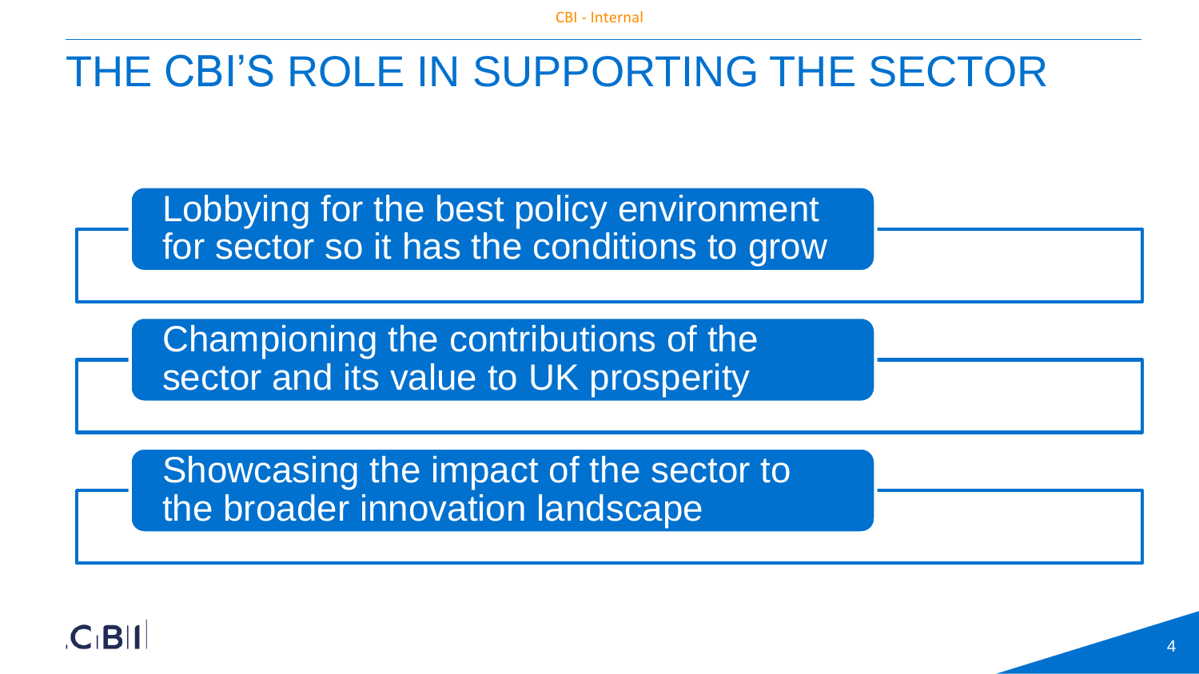# THE CBI'S ROLE IN SUPPORTING THE SECTOR

- Lobbying for the best policy environment for sector so it has the conditions to grow
- Championing the contributions of the sector and its value to UK prosperity
- Showcasing the impact of the sector to the broader innovation landscape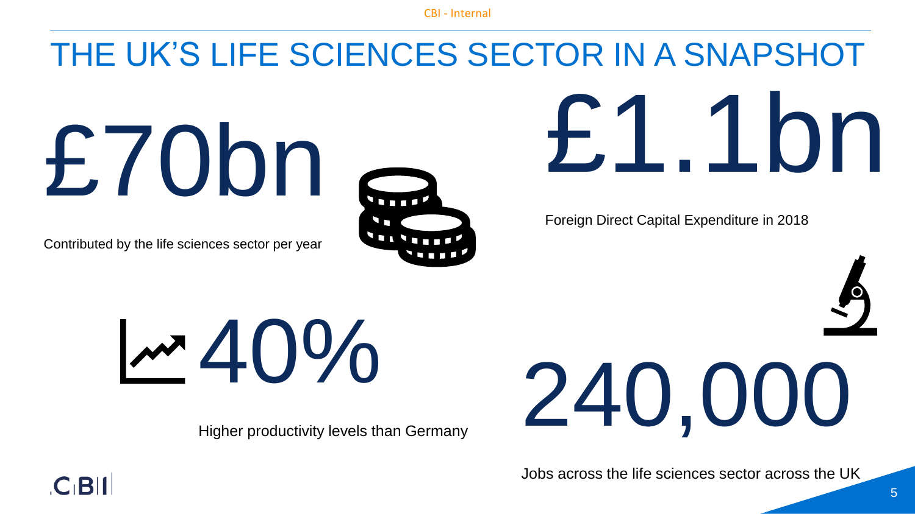# THE UK'S LIFE SCIENCES SECTOR IN A SNAPSHOT

**£70bn**

Contributed by the life sciences sector per year

**£1.1bn**

Foreign Direct Capital Expenditure in 2018

**40%**

Higher productivity levels than Germany

**240,000**

Jobs across the life sciences sector across the UK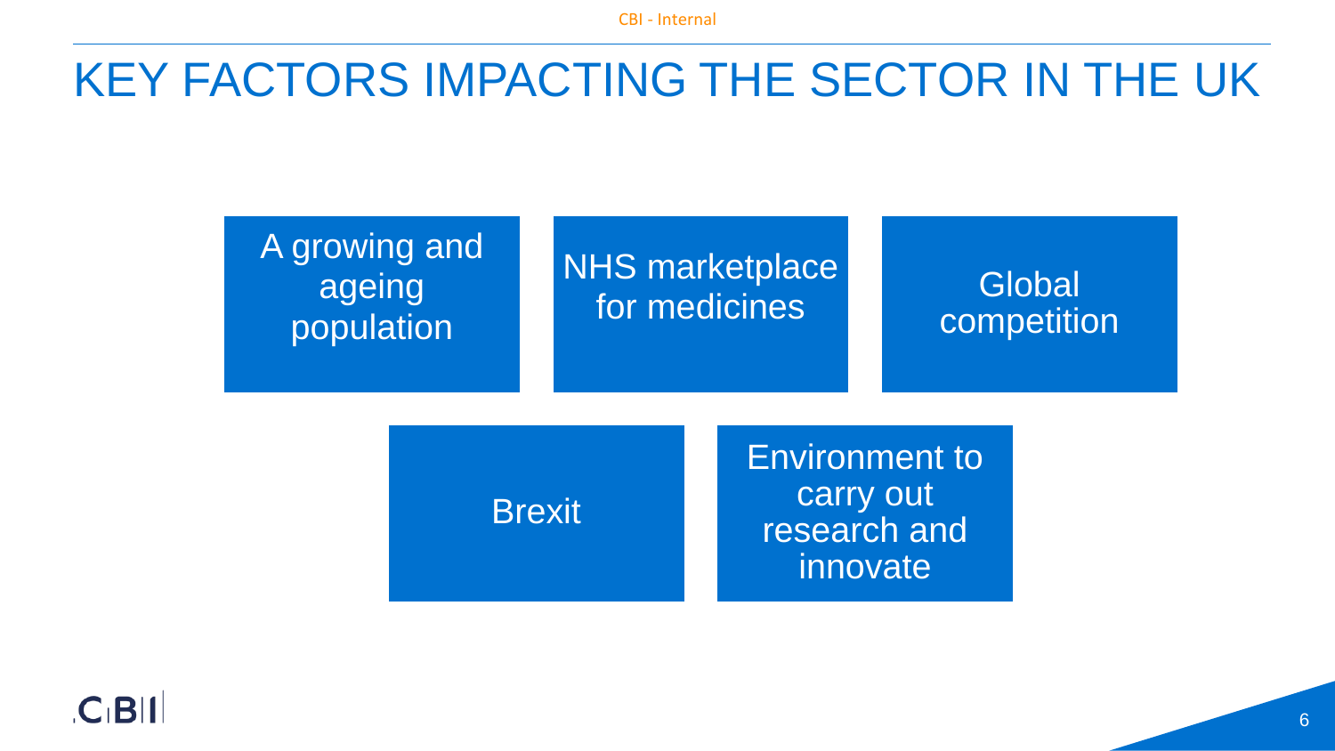# KEY FACTORS IMPACTING THE SECTOR IN THE UK

- A growing and ageing population
- NHS marketplace for medicines
- Global competition
- Brexit
- Environment to carry out research and innovate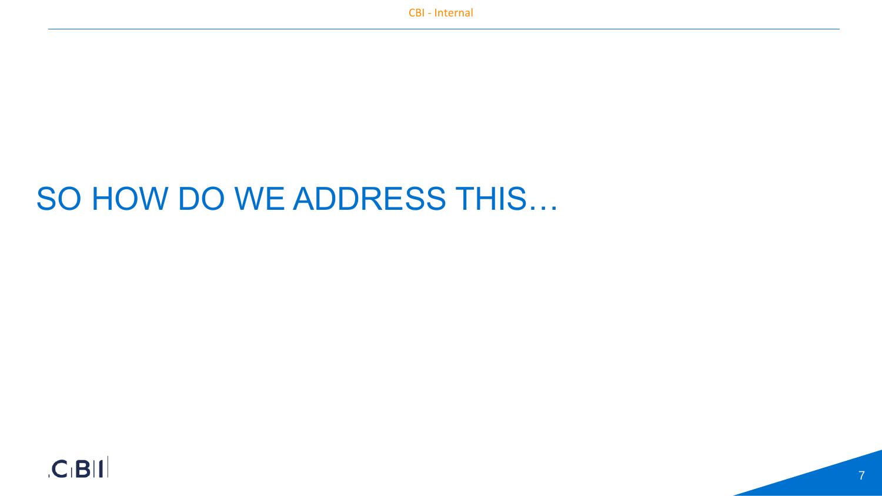# SO HOW DO WE ADDRESS THIS…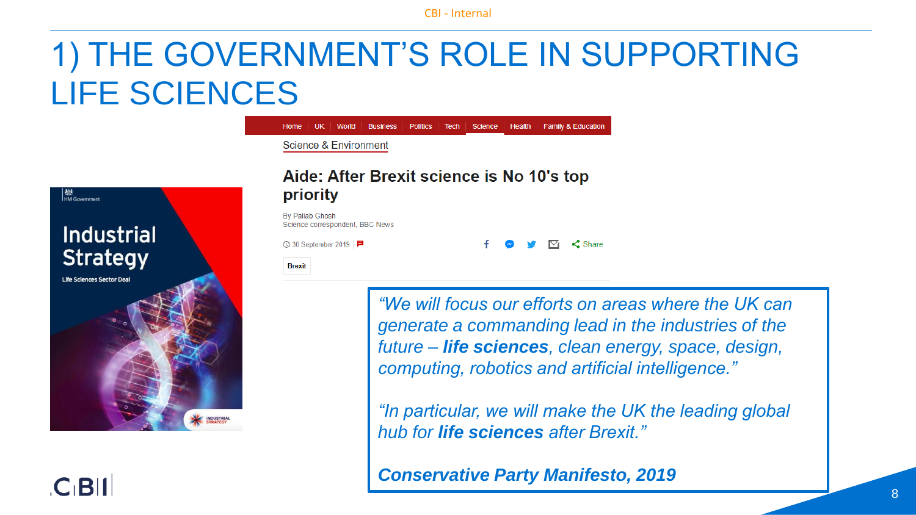# 1) THE GOVERNMENT'S ROLE IN SUPPORTING LIFE SCIENCES

HM Government

**Industrial Strategy**

Life Sciences Sector Deal

Home | UK | World | Business | Politics | Tech | Science | Health | Family & Education

Science & Environment

## Aide: After Brexit science is No 10's top priority

By Pallab Ghosh
Science correspondent, BBC News

30 September 2019

Brexit

*"We will focus our efforts on areas where the UK can generate a commanding lead in the industries of the future – **life sciences**, clean energy, space, design, computing, robotics and artificial intelligence."*

*"In particular, we will make the UK the leading global hub for **life sciences** after Brexit."*

***Conservative Party Manifesto, 2019***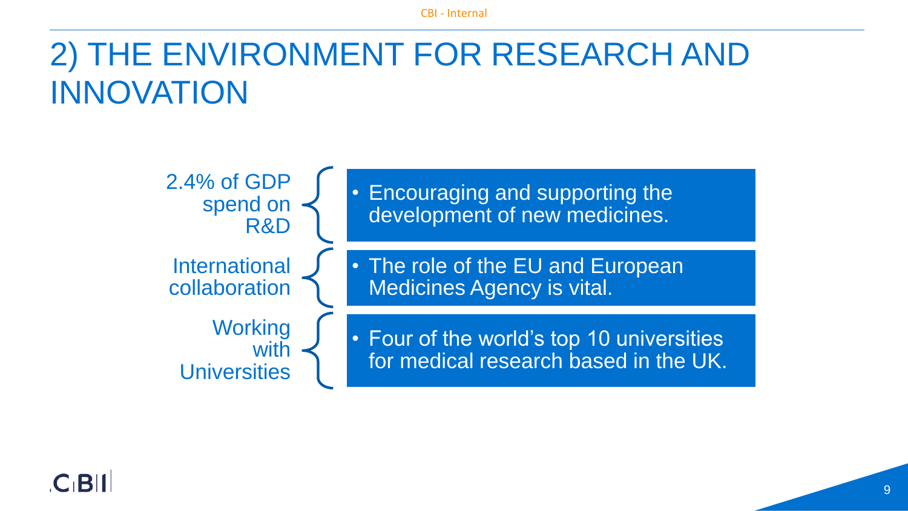# 2) THE ENVIRONMENT FOR RESEARCH AND INNOVATION

**2.4% of GDP spend on R&D**

- Encouraging and supporting the development of new medicines.

**International collaboration**

- The role of the EU and European Medicines Agency is vital.

**Working with Universities**

- Four of the world's top 10 universities for medical research based in the UK.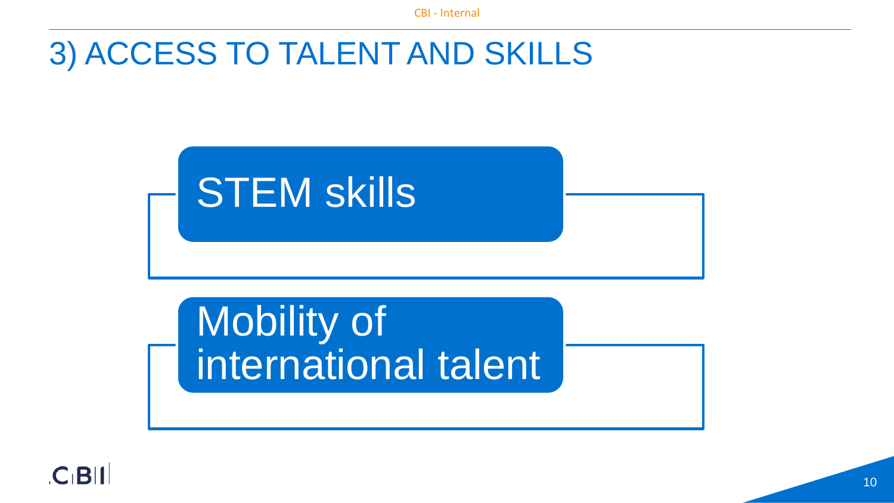# 3) ACCESS TO TALENT AND SKILLS

- STEM skills
- Mobility of international talent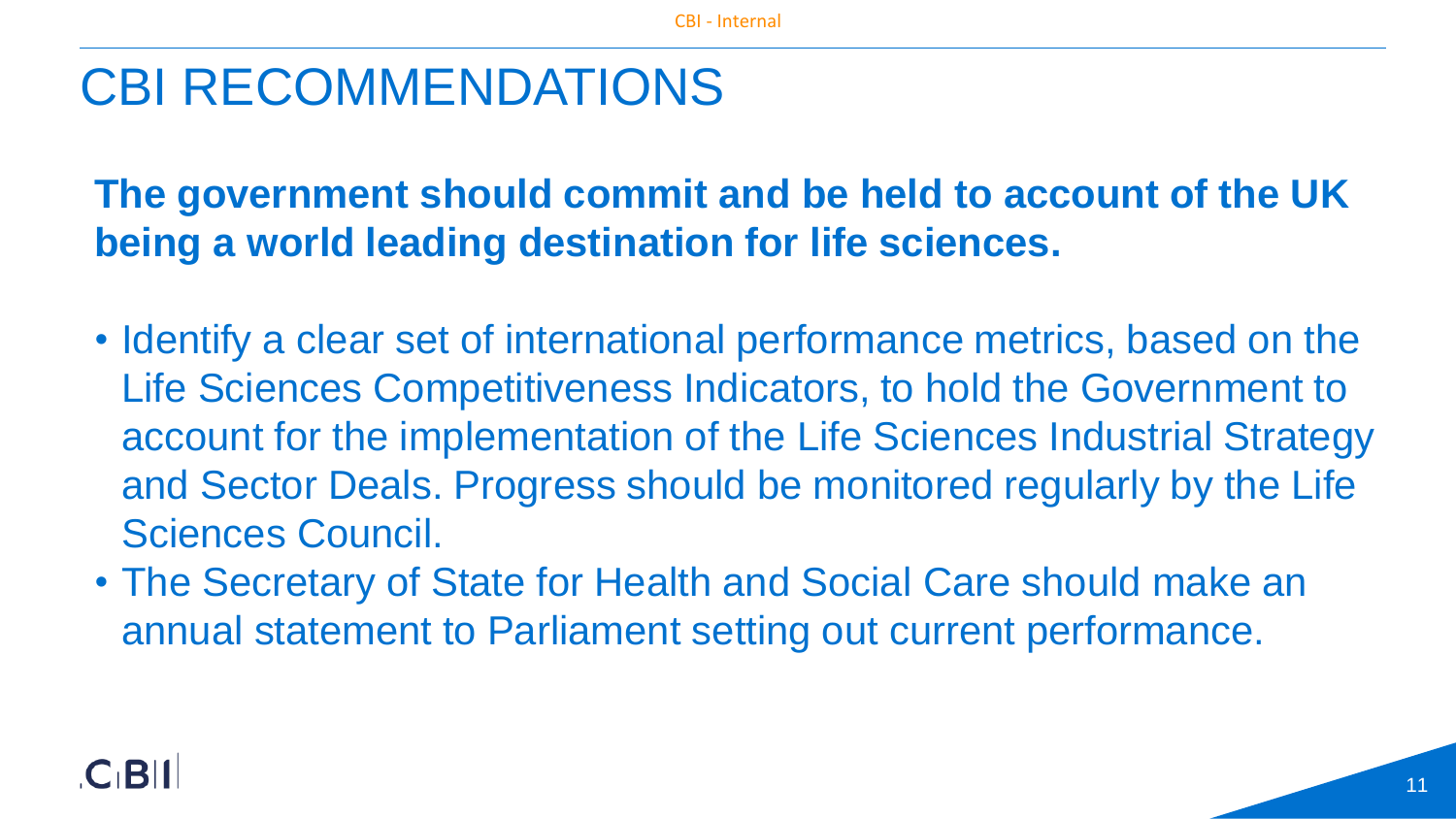# CBI RECOMMENDATIONS

**The government should commit and be held to account of the UK being a world leading destination for life sciences.**

- Identify a clear set of international performance metrics, based on the Life Sciences Competitiveness Indicators, to hold the Government to account for the implementation of the Life Sciences Industrial Strategy and Sector Deals. Progress should be monitored regularly by the Life Sciences Council.
- The Secretary of State for Health and Social Care should make an annual statement to Parliament setting out current performance.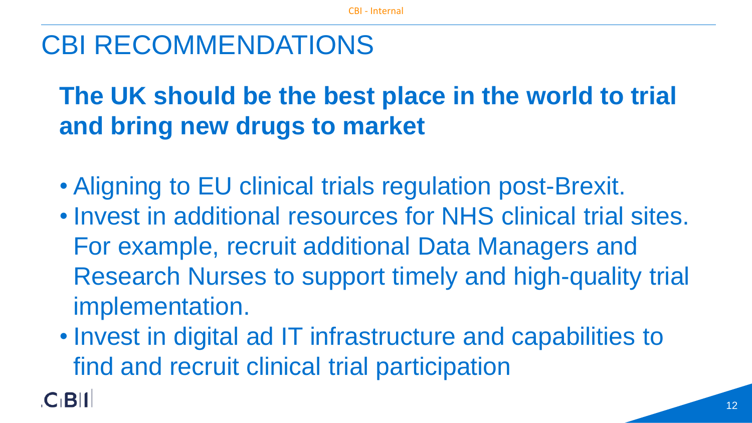# CBI RECOMMENDATIONS

## The UK should be the best place in the world to trial and bring new drugs to market

- Aligning to EU clinical trials regulation post-Brexit.
- Invest in additional resources for NHS clinical trial sites. For example, recruit additional Data Managers and Research Nurses to support timely and high-quality trial implementation.
- Invest in digital ad IT infrastructure and capabilities to find and recruit clinical trial participation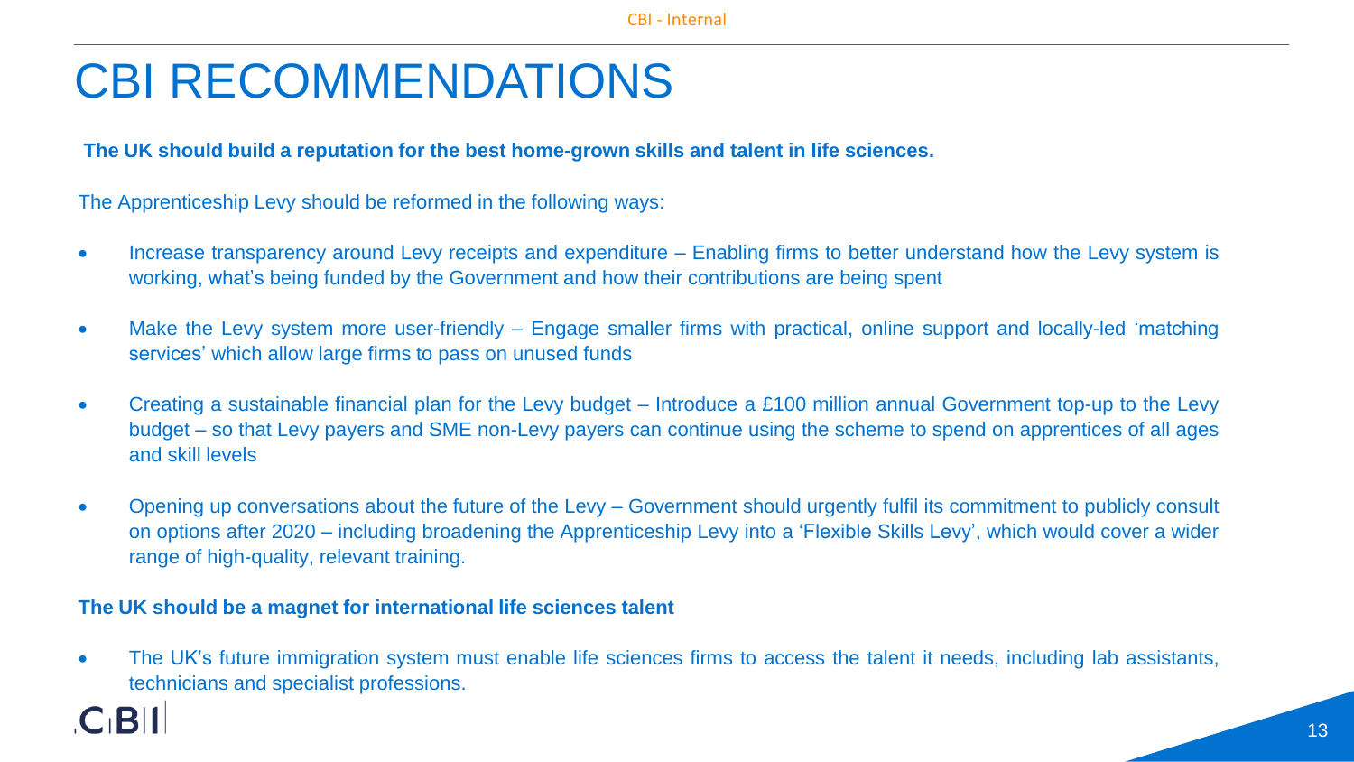# CBI RECOMMENDATIONS

**The UK should build a reputation for the best home-grown skills and talent in life sciences.**

The Apprenticeship Levy should be reformed in the following ways:

- Increase transparency around Levy receipts and expenditure – Enabling firms to better understand how the Levy system is working, what's being funded by the Government and how their contributions are being spent
- Make the Levy system more user-friendly – Engage smaller firms with practical, online support and locally-led 'matching services' which allow large firms to pass on unused funds
- Creating a sustainable financial plan for the Levy budget – Introduce a £100 million annual Government top-up to the Levy budget – so that Levy payers and SME non-Levy payers can continue using the scheme to spend on apprentices of all ages and skill levels
- Opening up conversations about the future of the Levy – Government should urgently fulfil its commitment to publicly consult on options after 2020 – including broadening the Apprenticeship Levy into a 'Flexible Skills Levy', which would cover a wider range of high-quality, relevant training.

**The UK should be a magnet for international life sciences talent**

- The UK's future immigration system must enable life sciences firms to access the talent it needs, including lab assistants, technicians and specialist professions.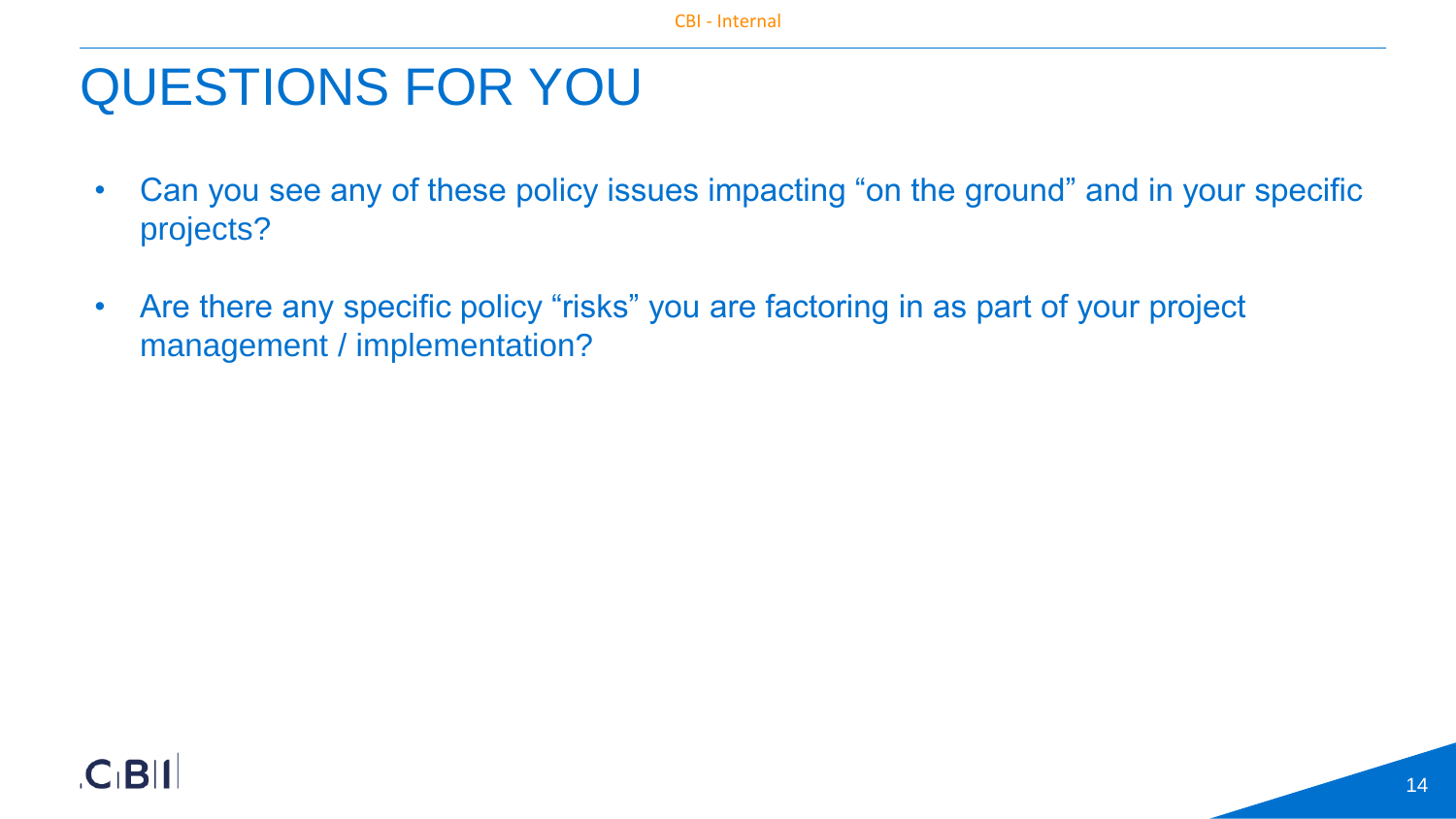# QUESTIONS FOR YOU

- Can you see any of these policy issues impacting "on the ground" and in your specific projects?
- Are there any specific policy "risks" you are factoring in as part of your project management / implementation?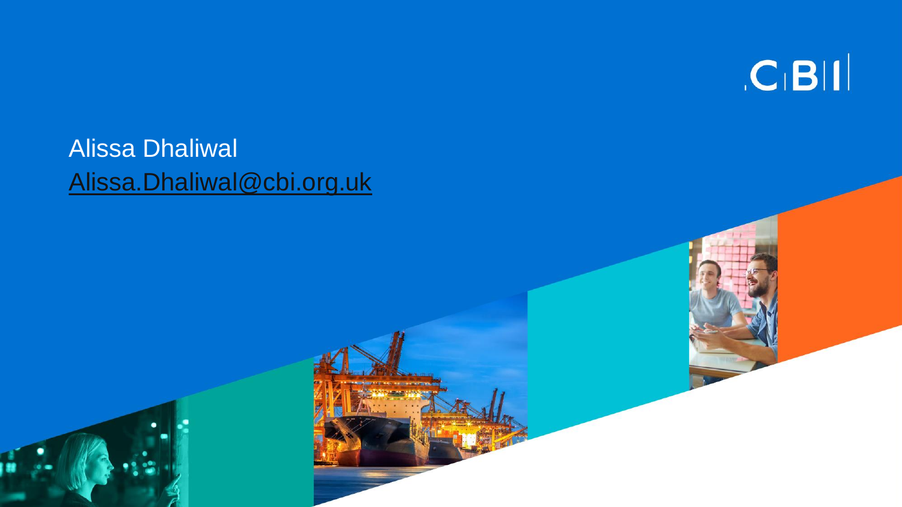Alissa Dhaliwal

Alissa.Dhaliwal@cbi.org.uk